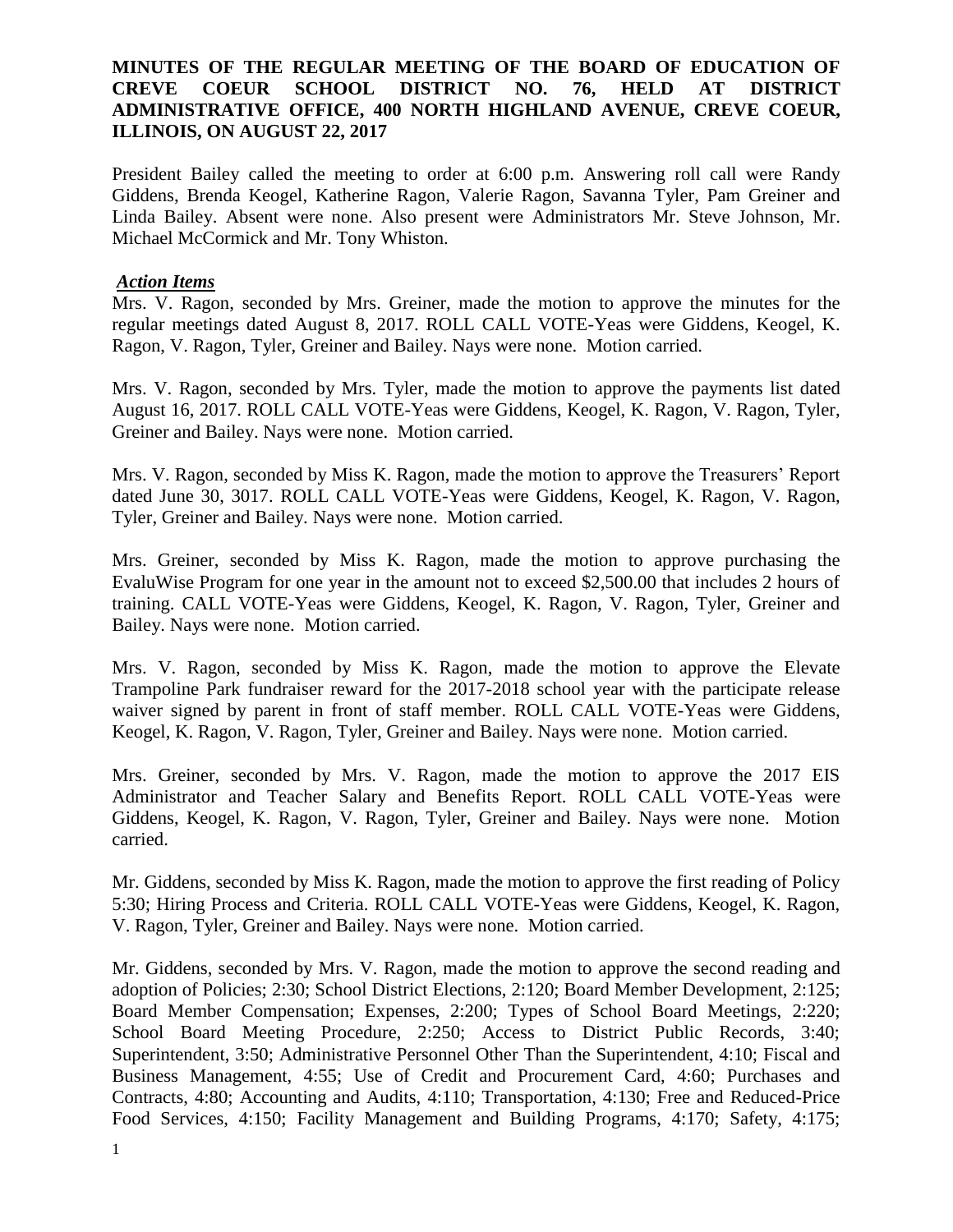**MINUTES OF THE REGULAR MEETING OF THE BOARD OF EDUCATION OF CREVE COEUR SCHOOL DISTRICT NO. 76, HELD AT DISTRICT ADMINISTRATIVE OFFICE, 400 NORTH HIGHLAND AVENUE, CREVE COEUR, ILLINOIS, ON AUGUST 22, 2017**

President Bailey called the meeting to order at 6:00 p.m. Answering roll call were Randy Giddens, Brenda Keogel, Katherine Ragon, Valerie Ragon, Savanna Tyler, Pam Greiner and Linda Bailey. Absent were none. Also present were Administrators Mr. Steve Johnson, Mr. Michael McCormick and Mr. Tony Whiston.

***Action Items***

Mrs. V. Ragon, seconded by Mrs. Greiner, made the motion to approve the minutes for the regular meetings dated August 8, 2017. ROLL CALL VOTE-Yeas were Giddens, Keogel, K. Ragon, V. Ragon, Tyler, Greiner and Bailey. Nays were none. Motion carried.

Mrs. V. Ragon, seconded by Mrs. Tyler, made the motion to approve the payments list dated August 16, 2017. ROLL CALL VOTE-Yeas were Giddens, Keogel, K. Ragon, V. Ragon, Tyler, Greiner and Bailey. Nays were none. Motion carried.

Mrs. V. Ragon, seconded by Miss K. Ragon, made the motion to approve the Treasurers' Report dated June 30, 3017. ROLL CALL VOTE-Yeas were Giddens, Keogel, K. Ragon, V. Ragon, Tyler, Greiner and Bailey. Nays were none. Motion carried.

Mrs. Greiner, seconded by Miss K. Ragon, made the motion to approve purchasing the EvaluWise Program for one year in the amount not to exceed $2,500.00 that includes 2 hours of training. CALL VOTE-Yeas were Giddens, Keogel, K. Ragon, V. Ragon, Tyler, Greiner and Bailey. Nays were none. Motion carried.

Mrs. V. Ragon, seconded by Miss K. Ragon, made the motion to approve the Elevate Trampoline Park fundraiser reward for the 2017-2018 school year with the participate release waiver signed by parent in front of staff member. ROLL CALL VOTE-Yeas were Giddens, Keogel, K. Ragon, V. Ragon, Tyler, Greiner and Bailey. Nays were none. Motion carried.

Mrs. Greiner, seconded by Mrs. V. Ragon, made the motion to approve the 2017 EIS Administrator and Teacher Salary and Benefits Report. ROLL CALL VOTE-Yeas were Giddens, Keogel, K. Ragon, V. Ragon, Tyler, Greiner and Bailey. Nays were none. Motion carried.

Mr. Giddens, seconded by Miss K. Ragon, made the motion to approve the first reading of Policy 5:30; Hiring Process and Criteria. ROLL CALL VOTE-Yeas were Giddens, Keogel, K. Ragon, V. Ragon, Tyler, Greiner and Bailey. Nays were none. Motion carried.

Mr. Giddens, seconded by Mrs. V. Ragon, made the motion to approve the second reading and adoption of Policies; 2:30; School District Elections, 2:120; Board Member Development, 2:125; Board Member Compensation; Expenses, 2:200; Types of School Board Meetings, 2:220; School Board Meeting Procedure, 2:250; Access to District Public Records, 3:40; Superintendent, 3:50; Administrative Personnel Other Than the Superintendent, 4:10; Fiscal and Business Management, 4:55; Use of Credit and Procurement Card, 4:60; Purchases and Contracts, 4:80; Accounting and Audits, 4:110; Transportation, 4:130; Free and Reduced-Price Food Services, 4:150; Facility Management and Building Programs, 4:170; Safety, 4:175;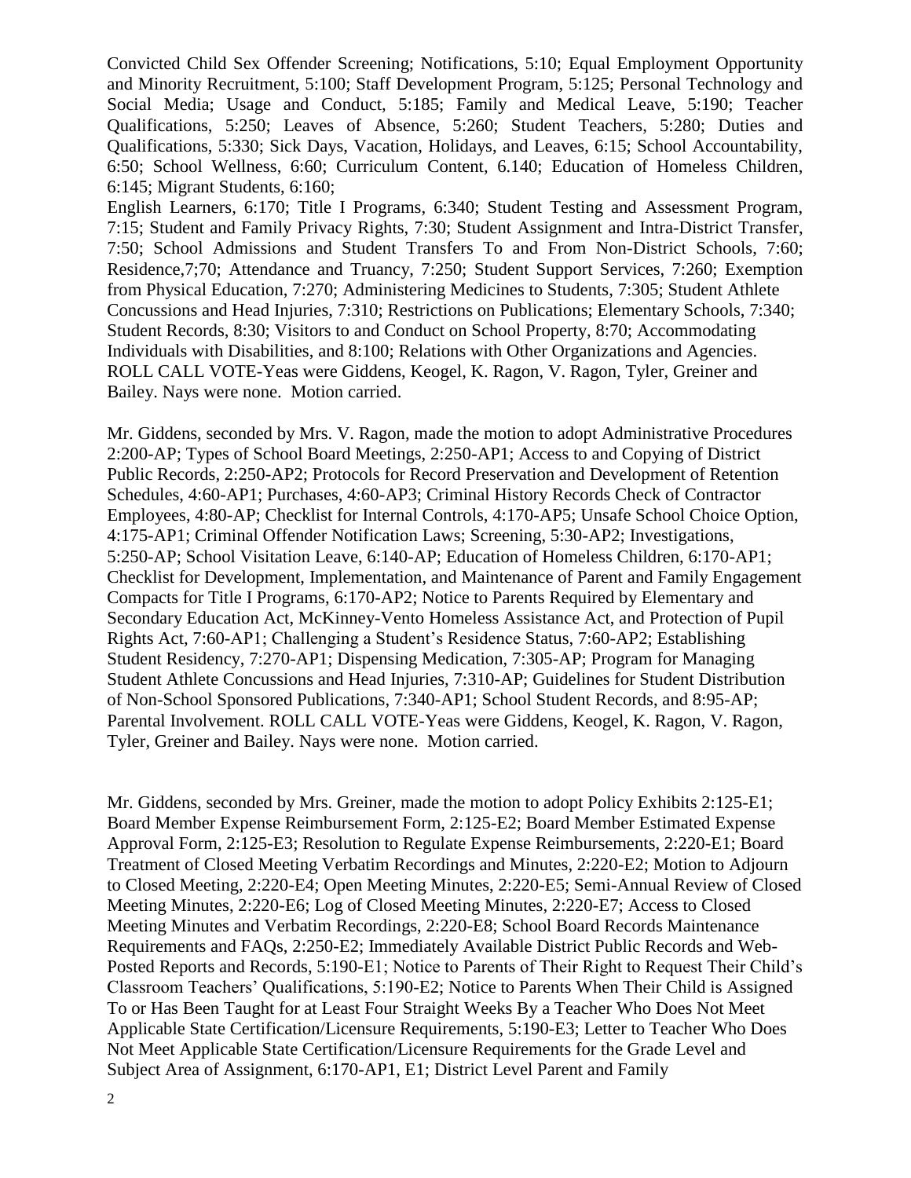Convicted Child Sex Offender Screening; Notifications, 5:10; Equal Employment Opportunity and Minority Recruitment, 5:100; Staff Development Program, 5:125; Personal Technology and Social Media; Usage and Conduct, 5:185; Family and Medical Leave, 5:190; Teacher Qualifications, 5:250; Leaves of Absence, 5:260; Student Teachers, 5:280; Duties and Qualifications, 5:330; Sick Days, Vacation, Holidays, and Leaves, 6:15; School Accountability, 6:50; School Wellness, 6:60; Curriculum Content, 6.140; Education of Homeless Children, 6:145; Migrant Students, 6:160;
English Learners, 6:170; Title I Programs, 6:340; Student Testing and Assessment Program, 7:15; Student and Family Privacy Rights, 7:30; Student Assignment and Intra-District Transfer, 7:50; School Admissions and Student Transfers To and From Non-District Schools, 7:60; Residence,7;70; Attendance and Truancy, 7:250; Student Support Services, 7:260; Exemption from Physical Education, 7:270; Administering Medicines to Students, 7:305; Student Athlete Concussions and Head Injuries, 7:310; Restrictions on Publications; Elementary Schools, 7:340; Student Records, 8:30; Visitors to and Conduct on School Property, 8:70; Accommodating Individuals with Disabilities, and 8:100; Relations with Other Organizations and Agencies. ROLL CALL VOTE-Yeas were Giddens, Keogel, K. Ragon, V. Ragon, Tyler, Greiner and Bailey. Nays were none. Motion carried.

Mr. Giddens, seconded by Mrs. V. Ragon, made the motion to adopt Administrative Procedures 2:200-AP; Types of School Board Meetings, 2:250-AP1; Access to and Copying of District Public Records, 2:250-AP2; Protocols for Record Preservation and Development of Retention Schedules, 4:60-AP1; Purchases, 4:60-AP3; Criminal History Records Check of Contractor Employees, 4:80-AP; Checklist for Internal Controls, 4:170-AP5; Unsafe School Choice Option, 4:175-AP1; Criminal Offender Notification Laws; Screening, 5:30-AP2; Investigations, 5:250-AP; School Visitation Leave, 6:140-AP; Education of Homeless Children, 6:170-AP1; Checklist for Development, Implementation, and Maintenance of Parent and Family Engagement Compacts for Title I Programs, 6:170-AP2; Notice to Parents Required by Elementary and Secondary Education Act, McKinney-Vento Homeless Assistance Act, and Protection of Pupil Rights Act, 7:60-AP1; Challenging a Student's Residence Status, 7:60-AP2; Establishing Student Residency, 7:270-AP1; Dispensing Medication, 7:305-AP; Program for Managing Student Athlete Concussions and Head Injuries, 7:310-AP; Guidelines for Student Distribution of Non-School Sponsored Publications, 7:340-AP1; School Student Records, and 8:95-AP; Parental Involvement. ROLL CALL VOTE-Yeas were Giddens, Keogel, K. Ragon, V. Ragon, Tyler, Greiner and Bailey. Nays were none. Motion carried.

Mr. Giddens, seconded by Mrs. Greiner, made the motion to adopt Policy Exhibits 2:125-E1; Board Member Expense Reimbursement Form, 2:125-E2; Board Member Estimated Expense Approval Form, 2:125-E3; Resolution to Regulate Expense Reimbursements, 2:220-E1; Board Treatment of Closed Meeting Verbatim Recordings and Minutes, 2:220-E2; Motion to Adjourn to Closed Meeting, 2:220-E4; Open Meeting Minutes, 2:220-E5; Semi-Annual Review of Closed Meeting Minutes, 2:220-E6; Log of Closed Meeting Minutes, 2:220-E7; Access to Closed Meeting Minutes and Verbatim Recordings, 2:220-E8; School Board Records Maintenance Requirements and FAQs, 2:250-E2; Immediately Available District Public Records and Web-Posted Reports and Records, 5:190-E1; Notice to Parents of Their Right to Request Their Child's Classroom Teachers' Qualifications, 5:190-E2; Notice to Parents When Their Child is Assigned To or Has Been Taught for at Least Four Straight Weeks By a Teacher Who Does Not Meet Applicable State Certification/Licensure Requirements, 5:190-E3; Letter to Teacher Who Does Not Meet Applicable State Certification/Licensure Requirements for the Grade Level and Subject Area of Assignment, 6:170-AP1, E1; District Level Parent and Family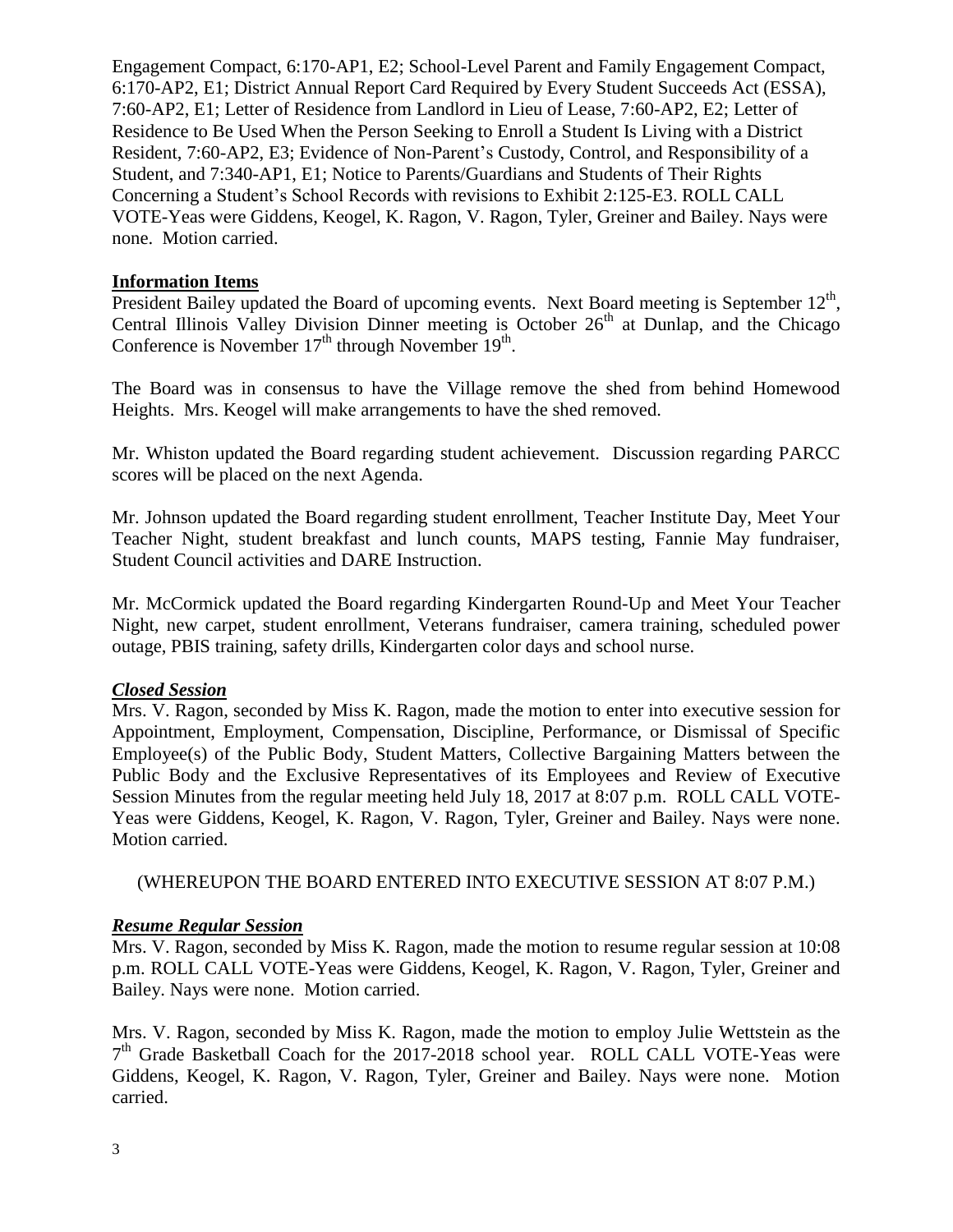Engagement Compact, 6:170-AP1, E2; School-Level Parent and Family Engagement Compact, 6:170-AP2, E1; District Annual Report Card Required by Every Student Succeeds Act (ESSA), 7:60-AP2, E1; Letter of Residence from Landlord in Lieu of Lease, 7:60-AP2, E2; Letter of Residence to Be Used When the Person Seeking to Enroll a Student Is Living with a District Resident, 7:60-AP2, E3; Evidence of Non-Parent's Custody, Control, and Responsibility of a Student, and 7:340-AP1, E1; Notice to Parents/Guardians and Students of Their Rights Concerning a Student's School Records with revisions to Exhibit 2:125-E3. ROLL CALL VOTE-Yeas were Giddens, Keogel, K. Ragon, V. Ragon, Tyler, Greiner and Bailey. Nays were none. Motion carried.

**Information Items**

President Bailey updated the Board of upcoming events. Next Board meeting is September 12th, Central Illinois Valley Division Dinner meeting is October 26th at Dunlap, and the Chicago Conference is November 17th through November 19th.

The Board was in consensus to have the Village remove the shed from behind Homewood Heights. Mrs. Keogel will make arrangements to have the shed removed.

Mr. Whiston updated the Board regarding student achievement. Discussion regarding PARCC scores will be placed on the next Agenda.

Mr. Johnson updated the Board regarding student enrollment, Teacher Institute Day, Meet Your Teacher Night, student breakfast and lunch counts, MAPS testing, Fannie May fundraiser, Student Council activities and DARE Instruction.

Mr. McCormick updated the Board regarding Kindergarten Round-Up and Meet Your Teacher Night, new carpet, student enrollment, Veterans fundraiser, camera training, scheduled power outage, PBIS training, safety drills, Kindergarten color days and school nurse.

***Closed Session***

Mrs. V. Ragon, seconded by Miss K. Ragon, made the motion to enter into executive session for Appointment, Employment, Compensation, Discipline, Performance, or Dismissal of Specific Employee(s) of the Public Body, Student Matters, Collective Bargaining Matters between the Public Body and the Exclusive Representatives of its Employees and Review of Executive Session Minutes from the regular meeting held July 18, 2017 at 8:07 p.m. ROLL CALL VOTE-Yeas were Giddens, Keogel, K. Ragon, V. Ragon, Tyler, Greiner and Bailey. Nays were none. Motion carried.

(WHEREUPON THE BOARD ENTERED INTO EXECUTIVE SESSION AT 8:07 P.M.)

***Resume Regular Session***

Mrs. V. Ragon, seconded by Miss K. Ragon, made the motion to resume regular session at 10:08 p.m. ROLL CALL VOTE-Yeas were Giddens, Keogel, K. Ragon, V. Ragon, Tyler, Greiner and Bailey. Nays were none. Motion carried.

Mrs. V. Ragon, seconded by Miss K. Ragon, made the motion to employ Julie Wettstein as the 7th Grade Basketball Coach for the 2017-2018 school year. ROLL CALL VOTE-Yeas were Giddens, Keogel, K. Ragon, V. Ragon, Tyler, Greiner and Bailey. Nays were none. Motion carried.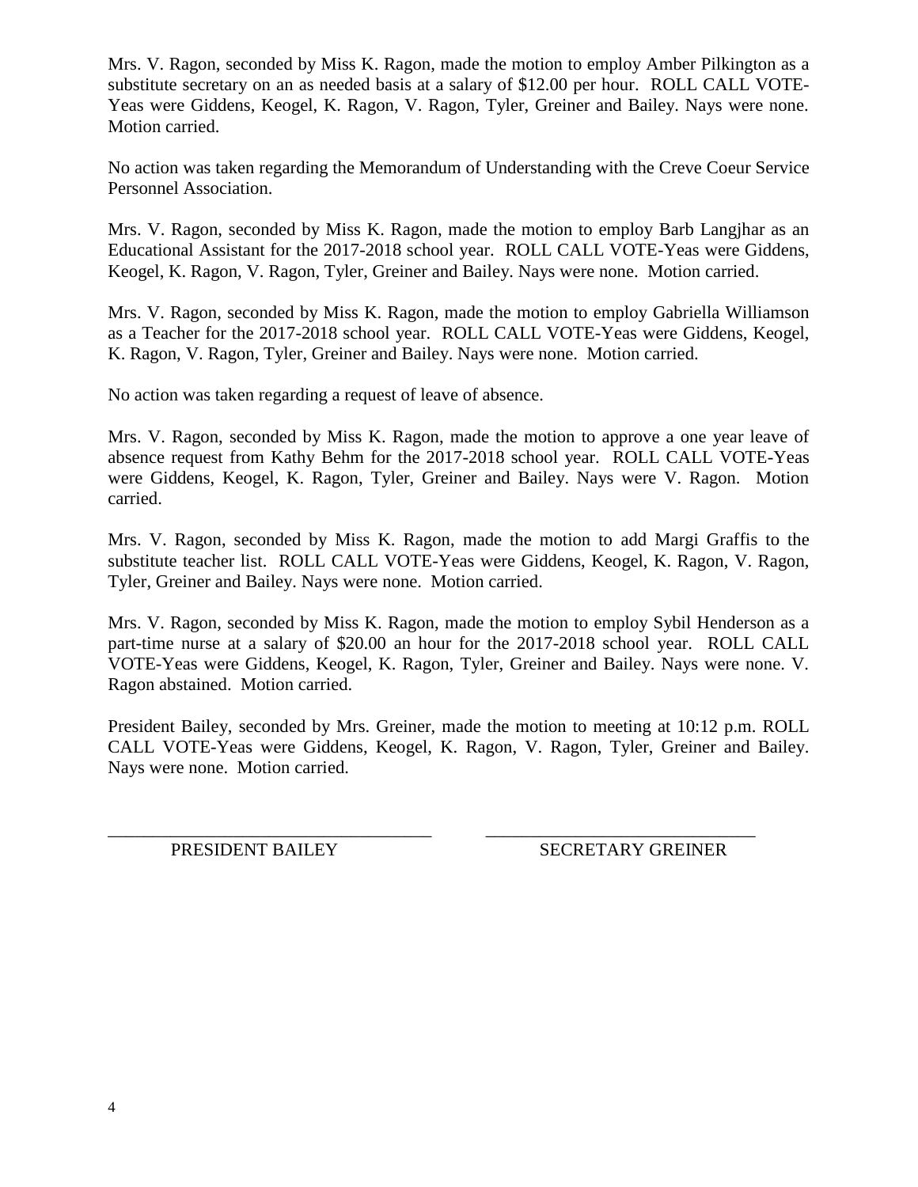Mrs. V. Ragon, seconded by Miss K. Ragon, made the motion to employ Amber Pilkington as a substitute secretary on an as needed basis at a salary of $12.00 per hour. ROLL CALL VOTE-Yeas were Giddens, Keogel, K. Ragon, V. Ragon, Tyler, Greiner and Bailey. Nays were none. Motion carried.

No action was taken regarding the Memorandum of Understanding with the Creve Coeur Service Personnel Association.

Mrs. V. Ragon, seconded by Miss K. Ragon, made the motion to employ Barb Langjhar as an Educational Assistant for the 2017-2018 school year. ROLL CALL VOTE-Yeas were Giddens, Keogel, K. Ragon, V. Ragon, Tyler, Greiner and Bailey. Nays were none. Motion carried.

Mrs. V. Ragon, seconded by Miss K. Ragon, made the motion to employ Gabriella Williamson as a Teacher for the 2017-2018 school year. ROLL CALL VOTE-Yeas were Giddens, Keogel, K. Ragon, V. Ragon, Tyler, Greiner and Bailey. Nays were none. Motion carried.

No action was taken regarding a request of leave of absence.

Mrs. V. Ragon, seconded by Miss K. Ragon, made the motion to approve a one year leave of absence request from Kathy Behm for the 2017-2018 school year. ROLL CALL VOTE-Yeas were Giddens, Keogel, K. Ragon, Tyler, Greiner and Bailey. Nays were V. Ragon. Motion carried.

Mrs. V. Ragon, seconded by Miss K. Ragon, made the motion to add Margi Graffis to the substitute teacher list. ROLL CALL VOTE-Yeas were Giddens, Keogel, K. Ragon, V. Ragon, Tyler, Greiner and Bailey. Nays were none. Motion carried.

Mrs. V. Ragon, seconded by Miss K. Ragon, made the motion to employ Sybil Henderson as a part-time nurse at a salary of $20.00 an hour for the 2017-2018 school year. ROLL CALL VOTE-Yeas were Giddens, Keogel, K. Ragon, Tyler, Greiner and Bailey. Nays were none. V. Ragon abstained. Motion carried.

President Bailey, seconded by Mrs. Greiner, made the motion to meeting at 10:12 p.m. ROLL CALL VOTE-Yeas were Giddens, Keogel, K. Ragon, V. Ragon, Tyler, Greiner and Bailey. Nays were none. Motion carried.

\_\_\_\_\_\_\_\_\_\_\_\_\_\_\_\_\_\_\_\_\_\_\_\_\_\_\_\_\_\_\_\_\_\_\_ PRESIDENT BAILEY

\_\_\_\_\_\_\_\_\_\_\_\_\_\_\_\_\_\_\_\_\_\_\_\_\_\_\_\_\_\_\_\_\_\_\_ SECRETARY GREINER